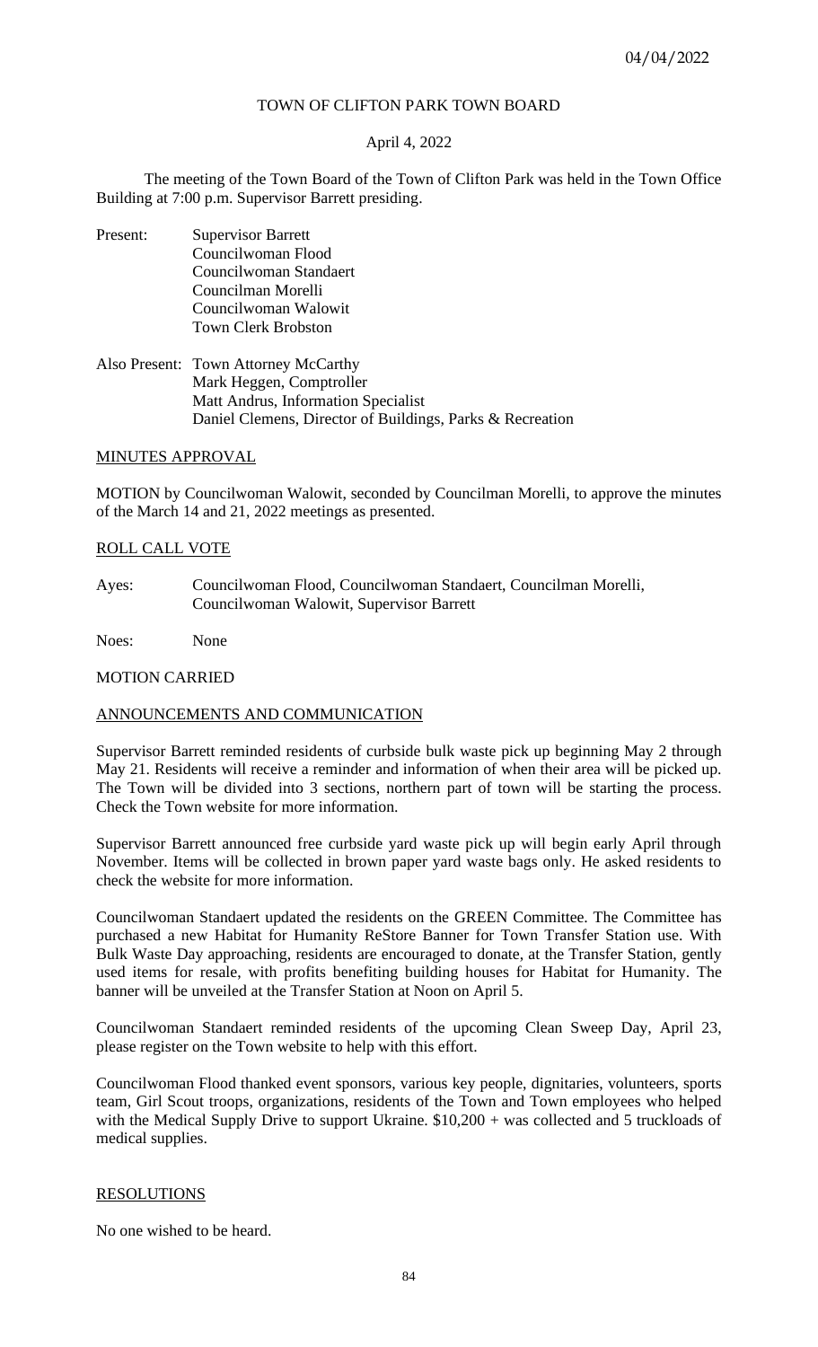# TOWN OF CLIFTON PARK TOWN BOARD

April 4, 2022

The meeting of the Town Board of the Town of Clifton Park was held in the Town Office Building at 7:00 p.m. Supervisor Barrett presiding.

Present: Supervisor Barrett
Councilwoman Flood
Councilwoman Standaert
Councilman Morelli
Councilwoman Walowit
Town Clerk Brobston

Also Present: Town Attorney McCarthy
Mark Heggen, Comptroller
Matt Andrus, Information Specialist
Daniel Clemens, Director of Buildings, Parks & Recreation

## MINUTES APPROVAL

MOTION by Councilwoman Walowit, seconded by Councilman Morelli, to approve the minutes of the March 14 and 21, 2022 meetings as presented.

## ROLL CALL VOTE

Ayes: Councilwoman Flood, Councilwoman Standaert, Councilman Morelli, Councilwoman Walowit, Supervisor Barrett

Noes: None

MOTION CARRIED

## ANNOUNCEMENTS AND COMMUNICATION

Supervisor Barrett reminded residents of curbside bulk waste pick up beginning May 2 through May 21. Residents will receive a reminder and information of when their area will be picked up. The Town will be divided into 3 sections, northern part of town will be starting the process. Check the Town website for more information.

Supervisor Barrett announced free curbside yard waste pick up will begin early April through November. Items will be collected in brown paper yard waste bags only. He asked residents to check the website for more information.

Councilwoman Standaert updated the residents on the GREEN Committee. The Committee has purchased a new Habitat for Humanity ReStore Banner for Town Transfer Station use. With Bulk Waste Day approaching, residents are encouraged to donate, at the Transfer Station, gently used items for resale, with profits benefiting building houses for Habitat for Humanity. The banner will be unveiled at the Transfer Station at Noon on April 5.

Councilwoman Standaert reminded residents of the upcoming Clean Sweep Day, April 23, please register on the Town website to help with this effort.

Councilwoman Flood thanked event sponsors, various key people, dignitaries, volunteers, sports team, Girl Scout troops, organizations, residents of the Town and Town employees who helped with the Medical Supply Drive to support Ukraine. $10,200 + was collected and 5 truckloads of medical supplies.

## RESOLUTIONS

No one wished to be heard.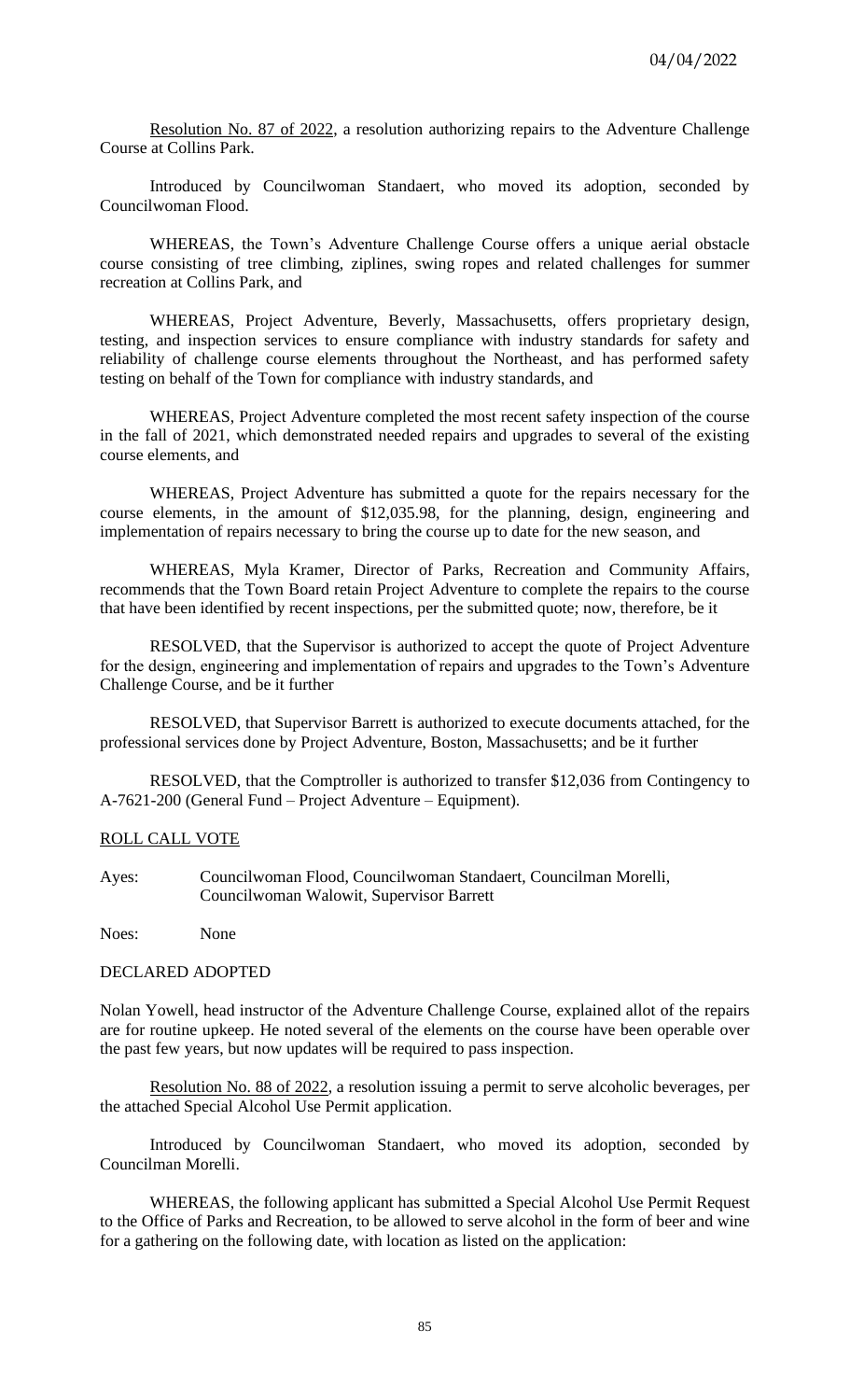<u>Resolution No. 87 of 2022</u>, a resolution authorizing repairs to the Adventure Challenge Course at Collins Park.

Introduced by Councilwoman Standaert, who moved its adoption, seconded by Councilwoman Flood.

WHEREAS, the Town's Adventure Challenge Course offers a unique aerial obstacle course consisting of tree climbing, ziplines, swing ropes and related challenges for summer recreation at Collins Park, and

WHEREAS, Project Adventure, Beverly, Massachusetts, offers proprietary design, testing, and inspection services to ensure compliance with industry standards for safety and reliability of challenge course elements throughout the Northeast, and has performed safety testing on behalf of the Town for compliance with industry standards, and

WHEREAS, Project Adventure completed the most recent safety inspection of the course in the fall of 2021, which demonstrated needed repairs and upgrades to several of the existing course elements, and

WHEREAS, Project Adventure has submitted a quote for the repairs necessary for the course elements, in the amount of $12,035.98, for the planning, design, engineering and implementation of repairs necessary to bring the course up to date for the new season, and

WHEREAS, Myla Kramer, Director of Parks, Recreation and Community Affairs, recommends that the Town Board retain Project Adventure to complete the repairs to the course that have been identified by recent inspections, per the submitted quote; now, therefore, be it

RESOLVED, that the Supervisor is authorized to accept the quote of Project Adventure for the design, engineering and implementation of repairs and upgrades to the Town's Adventure Challenge Course, and be it further

RESOLVED, that Supervisor Barrett is authorized to execute documents attached, for the professional services done by Project Adventure, Boston, Massachusetts; and be it further

RESOLVED, that the Comptroller is authorized to transfer $12,036 from Contingency to A-7621-200 (General Fund – Project Adventure – Equipment).

<u>ROLL CALL VOTE</u>

Ayes: Councilwoman Flood, Councilwoman Standaert, Councilman Morelli, Councilwoman Walowit, Supervisor Barrett

Noes: None

DECLARED ADOPTED

Nolan Yowell, head instructor of the Adventure Challenge Course, explained allot of the repairs are for routine upkeep. He noted several of the elements on the course have been operable over the past few years, but now updates will be required to pass inspection.

<u>Resolution No. 88 of 2022</u>, a resolution issuing a permit to serve alcoholic beverages, per the attached Special Alcohol Use Permit application.

Introduced by Councilwoman Standaert, who moved its adoption, seconded by Councilman Morelli.

WHEREAS, the following applicant has submitted a Special Alcohol Use Permit Request to the Office of Parks and Recreation, to be allowed to serve alcohol in the form of beer and wine for a gathering on the following date, with location as listed on the application: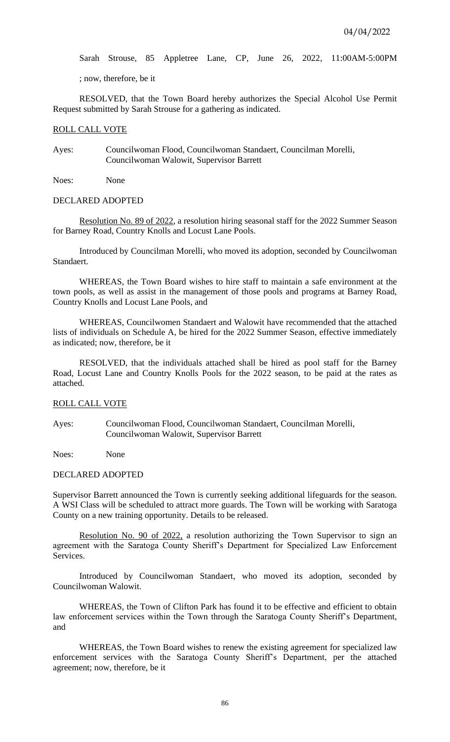Sarah Strouse, 85 Appletree Lane, CP, June 26, 2022, 11:00AM-5:00PM

; now, therefore, be it

RESOLVED, that the Town Board hereby authorizes the Special Alcohol Use Permit Request submitted by Sarah Strouse for a gathering as indicated.

ROLL CALL VOTE

Ayes: Councilwoman Flood, Councilwoman Standaert, Councilman Morelli, Councilwoman Walowit, Supervisor Barrett

Noes: None

DECLARED ADOPTED

Resolution No. 89 of 2022, a resolution hiring seasonal staff for the 2022 Summer Season for Barney Road, Country Knolls and Locust Lane Pools.

Introduced by Councilman Morelli, who moved its adoption, seconded by Councilwoman Standaert.

WHEREAS, the Town Board wishes to hire staff to maintain a safe environment at the town pools, as well as assist in the management of those pools and programs at Barney Road, Country Knolls and Locust Lane Pools, and

WHEREAS, Councilwomen Standaert and Walowit have recommended that the attached lists of individuals on Schedule A, be hired for the 2022 Summer Season, effective immediately as indicated; now, therefore, be it

RESOLVED, that the individuals attached shall be hired as pool staff for the Barney Road, Locust Lane and Country Knolls Pools for the 2022 season, to be paid at the rates as attached.

ROLL CALL VOTE

Ayes: Councilwoman Flood, Councilwoman Standaert, Councilman Morelli, Councilwoman Walowit, Supervisor Barrett

Noes: None

DECLARED ADOPTED

Supervisor Barrett announced the Town is currently seeking additional lifeguards for the season. A WSI Class will be scheduled to attract more guards. The Town will be working with Saratoga County on a new training opportunity. Details to be released.

Resolution No. 90 of 2022, a resolution authorizing the Town Supervisor to sign an agreement with the Saratoga County Sheriff's Department for Specialized Law Enforcement Services.

Introduced by Councilwoman Standaert, who moved its adoption, seconded by Councilwoman Walowit.

WHEREAS, the Town of Clifton Park has found it to be effective and efficient to obtain law enforcement services within the Town through the Saratoga County Sheriff's Department, and

WHEREAS, the Town Board wishes to renew the existing agreement for specialized law enforcement services with the Saratoga County Sheriff's Department, per the attached agreement; now, therefore, be it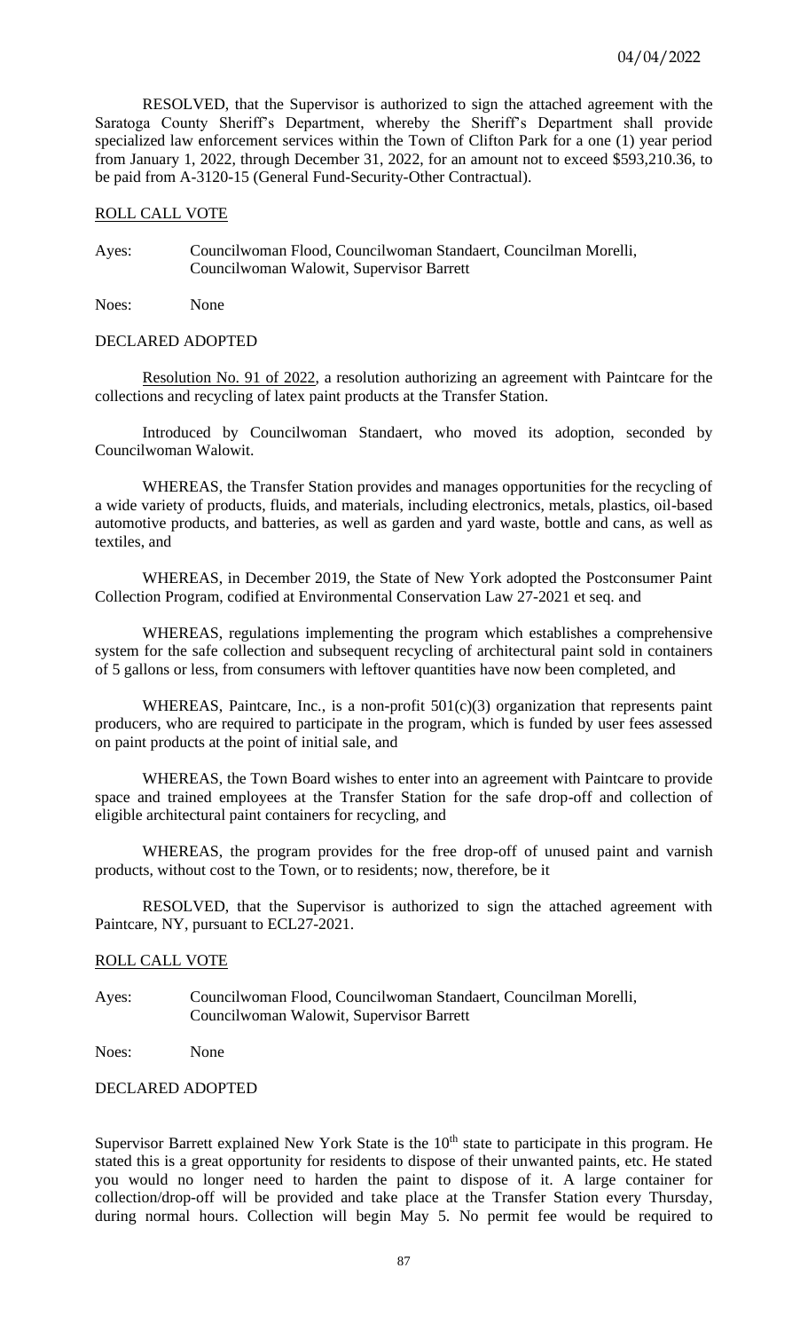RESOLVED, that the Supervisor is authorized to sign the attached agreement with the Saratoga County Sheriff's Department, whereby the Sheriff's Department shall provide specialized law enforcement services within the Town of Clifton Park for a one (1) year period from January 1, 2022, through December 31, 2022, for an amount not to exceed $593,210.36, to be paid from A-3120-15 (General Fund-Security-Other Contractual).

ROLL CALL VOTE

Ayes: Councilwoman Flood, Councilwoman Standaert, Councilman Morelli, Councilwoman Walowit, Supervisor Barrett

Noes: None

DECLARED ADOPTED

Resolution No. 91 of 2022, a resolution authorizing an agreement with Paintcare for the collections and recycling of latex paint products at the Transfer Station.

Introduced by Councilwoman Standaert, who moved its adoption, seconded by Councilwoman Walowit.

WHEREAS, the Transfer Station provides and manages opportunities for the recycling of a wide variety of products, fluids, and materials, including electronics, metals, plastics, oil-based automotive products, and batteries, as well as garden and yard waste, bottle and cans, as well as textiles, and

WHEREAS, in December 2019, the State of New York adopted the Postconsumer Paint Collection Program, codified at Environmental Conservation Law 27-2021 et seq. and

WHEREAS, regulations implementing the program which establishes a comprehensive system for the safe collection and subsequent recycling of architectural paint sold in containers of 5 gallons or less, from consumers with leftover quantities have now been completed, and

WHEREAS, Paintcare, Inc., is a non-profit 501(c)(3) organization that represents paint producers, who are required to participate in the program, which is funded by user fees assessed on paint products at the point of initial sale, and

WHEREAS, the Town Board wishes to enter into an agreement with Paintcare to provide space and trained employees at the Transfer Station for the safe drop-off and collection of eligible architectural paint containers for recycling, and

WHEREAS, the program provides for the free drop-off of unused paint and varnish products, without cost to the Town, or to residents; now, therefore, be it

RESOLVED, that the Supervisor is authorized to sign the attached agreement with Paintcare, NY, pursuant to ECL27-2021.

ROLL CALL VOTE

Ayes: Councilwoman Flood, Councilwoman Standaert, Councilman Morelli, Councilwoman Walowit, Supervisor Barrett

Noes: None

DECLARED ADOPTED

Supervisor Barrett explained New York State is the 10th state to participate in this program. He stated this is a great opportunity for residents to dispose of their unwanted paints, etc. He stated you would no longer need to harden the paint to dispose of it. A large container for collection/drop-off will be provided and take place at the Transfer Station every Thursday, during normal hours. Collection will begin May 5. No permit fee would be required to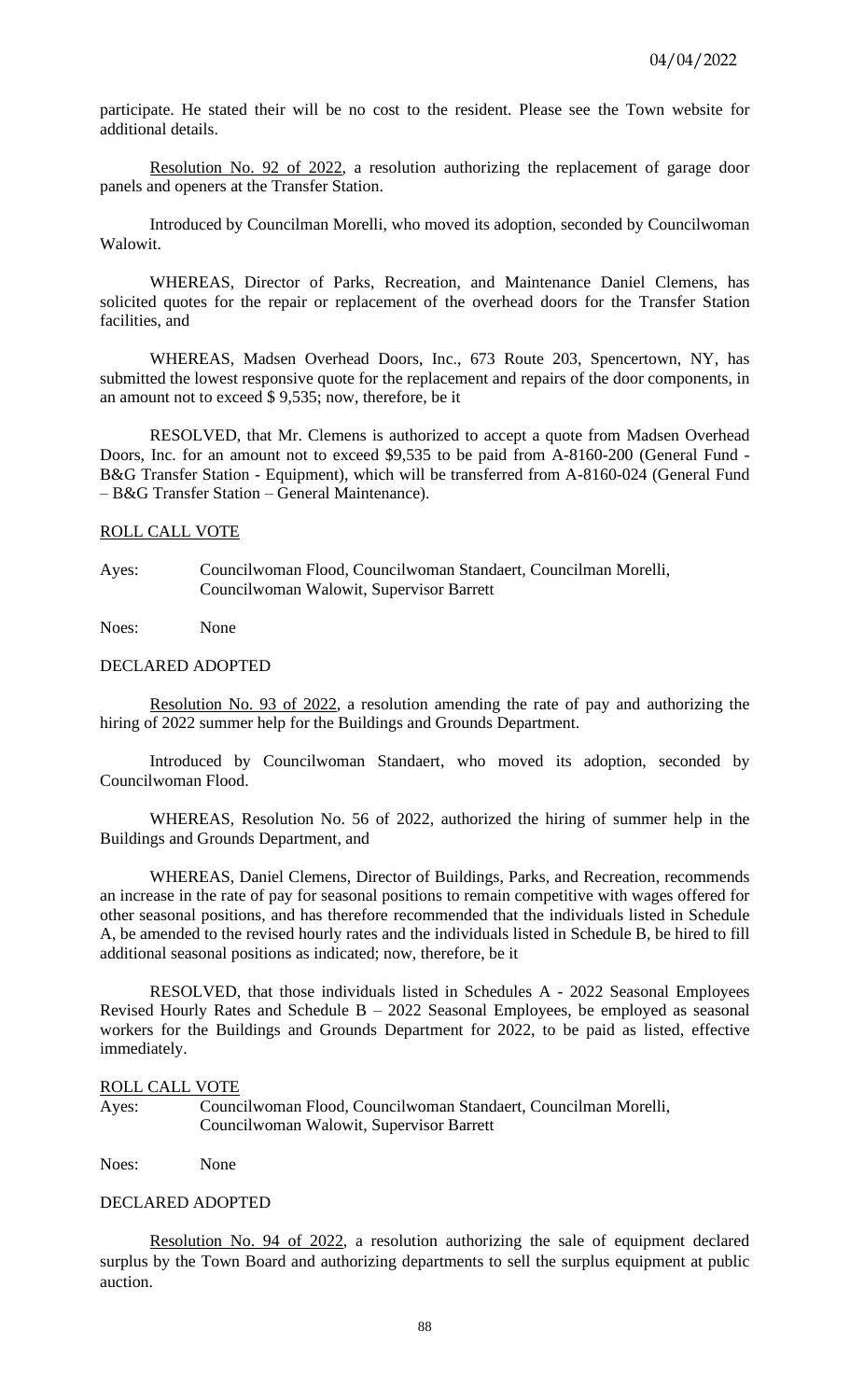participate. He stated their will be no cost to the resident. Please see the Town website for additional details.

Resolution No. 92 of 2022, a resolution authorizing the replacement of garage door panels and openers at the Transfer Station.

Introduced by Councilman Morelli, who moved its adoption, seconded by Councilwoman Walowit.

WHEREAS, Director of Parks, Recreation, and Maintenance Daniel Clemens, has solicited quotes for the repair or replacement of the overhead doors for the Transfer Station facilities, and

WHEREAS, Madsen Overhead Doors, Inc., 673 Route 203, Spencertown, NY, has submitted the lowest responsive quote for the replacement and repairs of the door components, in an amount not to exceed $ 9,535; now, therefore, be it

RESOLVED, that Mr. Clemens is authorized to accept a quote from Madsen Overhead Doors, Inc. for an amount not to exceed $9,535 to be paid from A-8160-200 (General Fund - B&G Transfer Station - Equipment), which will be transferred from A-8160-024 (General Fund – B&G Transfer Station – General Maintenance).

ROLL CALL VOTE

Ayes: Councilwoman Flood, Councilwoman Standaert, Councilman Morelli, Councilwoman Walowit, Supervisor Barrett

Noes: None

DECLARED ADOPTED

Resolution No. 93 of 2022, a resolution amending the rate of pay and authorizing the hiring of 2022 summer help for the Buildings and Grounds Department.

Introduced by Councilwoman Standaert, who moved its adoption, seconded by Councilwoman Flood.

WHEREAS, Resolution No. 56 of 2022, authorized the hiring of summer help in the Buildings and Grounds Department, and

WHEREAS, Daniel Clemens, Director of Buildings, Parks, and Recreation, recommends an increase in the rate of pay for seasonal positions to remain competitive with wages offered for other seasonal positions, and has therefore recommended that the individuals listed in Schedule A, be amended to the revised hourly rates and the individuals listed in Schedule B, be hired to fill additional seasonal positions as indicated; now, therefore, be it

RESOLVED, that those individuals listed in Schedules A - 2022 Seasonal Employees Revised Hourly Rates and Schedule B – 2022 Seasonal Employees, be employed as seasonal workers for the Buildings and Grounds Department for 2022, to be paid as listed, effective immediately.

ROLL CALL VOTE

Ayes: Councilwoman Flood, Councilwoman Standaert, Councilman Morelli, Councilwoman Walowit, Supervisor Barrett

Noes: None

DECLARED ADOPTED

Resolution No. 94 of 2022, a resolution authorizing the sale of equipment declared surplus by the Town Board and authorizing departments to sell the surplus equipment at public auction.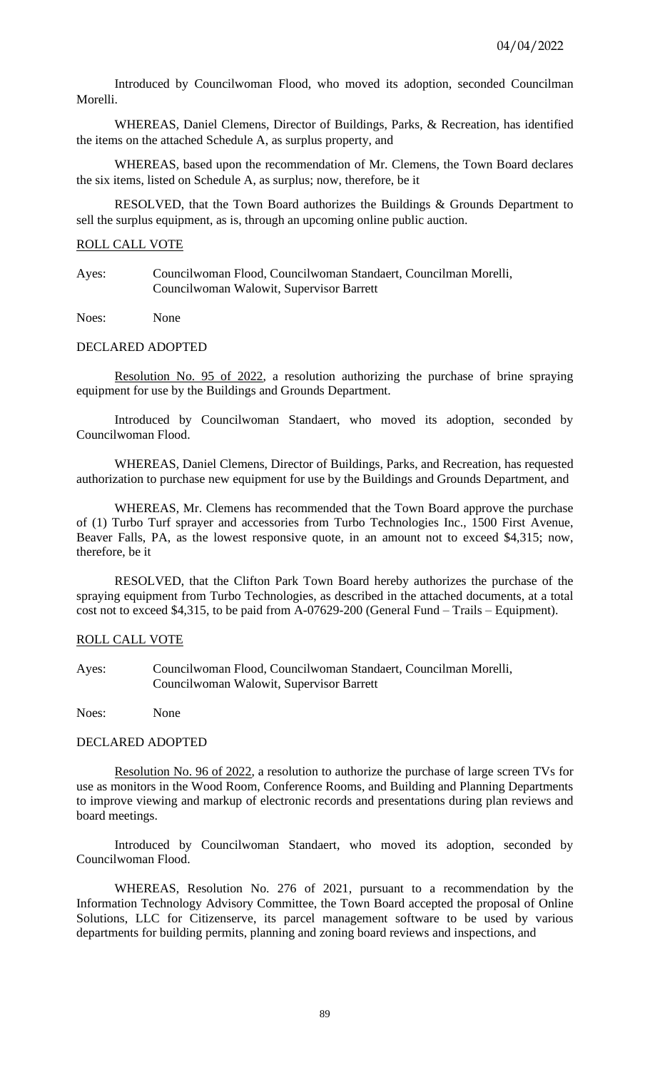Introduced by Councilwoman Flood, who moved its adoption, seconded Councilman Morelli.

WHEREAS, Daniel Clemens, Director of Buildings, Parks, & Recreation, has identified the items on the attached Schedule A, as surplus property, and

WHEREAS, based upon the recommendation of Mr. Clemens, the Town Board declares the six items, listed on Schedule A, as surplus; now, therefore, be it

RESOLVED, that the Town Board authorizes the Buildings & Grounds Department to sell the surplus equipment, as is, through an upcoming online public auction.

ROLL CALL VOTE

Ayes: Councilwoman Flood, Councilwoman Standaert, Councilman Morelli, Councilwoman Walowit, Supervisor Barrett

Noes: None

DECLARED ADOPTED

Resolution No. 95 of 2022, a resolution authorizing the purchase of brine spraying equipment for use by the Buildings and Grounds Department.

Introduced by Councilwoman Standaert, who moved its adoption, seconded by Councilwoman Flood.

WHEREAS, Daniel Clemens, Director of Buildings, Parks, and Recreation, has requested authorization to purchase new equipment for use by the Buildings and Grounds Department, and

WHEREAS, Mr. Clemens has recommended that the Town Board approve the purchase of (1) Turbo Turf sprayer and accessories from Turbo Technologies Inc., 1500 First Avenue, Beaver Falls, PA, as the lowest responsive quote, in an amount not to exceed $4,315; now, therefore, be it

RESOLVED, that the Clifton Park Town Board hereby authorizes the purchase of the spraying equipment from Turbo Technologies, as described in the attached documents, at a total cost not to exceed $4,315, to be paid from A-07629-200 (General Fund – Trails – Equipment).

ROLL CALL VOTE

Ayes: Councilwoman Flood, Councilwoman Standaert, Councilman Morelli, Councilwoman Walowit, Supervisor Barrett

Noes: None

DECLARED ADOPTED

Resolution No. 96 of 2022, a resolution to authorize the purchase of large screen TVs for use as monitors in the Wood Room, Conference Rooms, and Building and Planning Departments to improve viewing and markup of electronic records and presentations during plan reviews and board meetings.

Introduced by Councilwoman Standaert, who moved its adoption, seconded by Councilwoman Flood.

WHEREAS, Resolution No. 276 of 2021, pursuant to a recommendation by the Information Technology Advisory Committee, the Town Board accepted the proposal of Online Solutions, LLC for Citizenserve, its parcel management software to be used by various departments for building permits, planning and zoning board reviews and inspections, and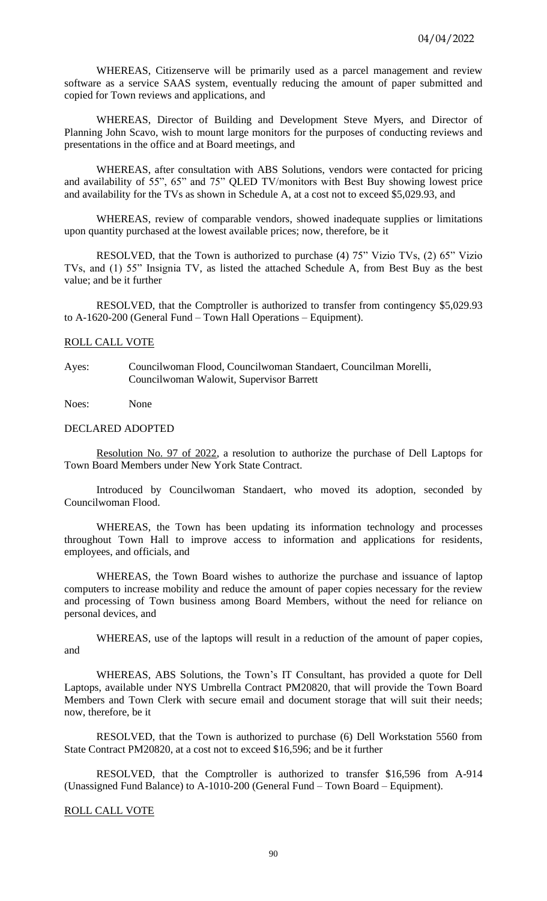WHEREAS, Citizenserve will be primarily used as a parcel management and review software as a service SAAS system, eventually reducing the amount of paper submitted and copied for Town reviews and applications, and

WHEREAS, Director of Building and Development Steve Myers, and Director of Planning John Scavo, wish to mount large monitors for the purposes of conducting reviews and presentations in the office and at Board meetings, and

WHEREAS, after consultation with ABS Solutions, vendors were contacted for pricing and availability of 55", 65" and 75" QLED TV/monitors with Best Buy showing lowest price and availability for the TVs as shown in Schedule A, at a cost not to exceed $5,029.93, and

WHEREAS, review of comparable vendors, showed inadequate supplies or limitations upon quantity purchased at the lowest available prices; now, therefore, be it

RESOLVED, that the Town is authorized to purchase (4) 75" Vizio TVs, (2) 65" Vizio TVs, and (1) 55" Insignia TV, as listed the attached Schedule A, from Best Buy as the best value; and be it further

RESOLVED, that the Comptroller is authorized to transfer from contingency $5,029.93 to A-1620-200 (General Fund – Town Hall Operations – Equipment).

ROLL CALL VOTE

Ayes: Councilwoman Flood, Councilwoman Standaert, Councilman Morelli, Councilwoman Walowit, Supervisor Barrett

Noes: None

DECLARED ADOPTED

Resolution No. 97 of 2022, a resolution to authorize the purchase of Dell Laptops for Town Board Members under New York State Contract.

Introduced by Councilwoman Standaert, who moved its adoption, seconded by Councilwoman Flood.

WHEREAS, the Town has been updating its information technology and processes throughout Town Hall to improve access to information and applications for residents, employees, and officials, and

WHEREAS, the Town Board wishes to authorize the purchase and issuance of laptop computers to increase mobility and reduce the amount of paper copies necessary for the review and processing of Town business among Board Members, without the need for reliance on personal devices, and

WHEREAS, use of the laptops will result in a reduction of the amount of paper copies, and

WHEREAS, ABS Solutions, the Town's IT Consultant, has provided a quote for Dell Laptops, available under NYS Umbrella Contract PM20820, that will provide the Town Board Members and Town Clerk with secure email and document storage that will suit their needs; now, therefore, be it

RESOLVED, that the Town is authorized to purchase (6) Dell Workstation 5560 from State Contract PM20820, at a cost not to exceed $16,596; and be it further

RESOLVED, that the Comptroller is authorized to transfer $16,596 from A-914 (Unassigned Fund Balance) to A-1010-200 (General Fund – Town Board – Equipment).

ROLL CALL VOTE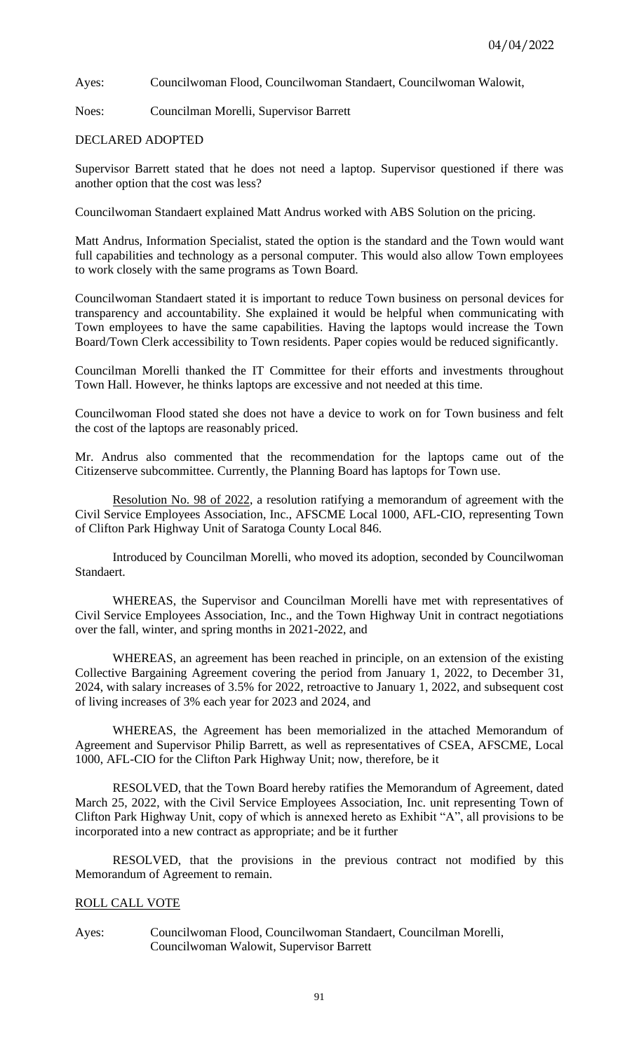Ayes: Councilwoman Flood, Councilwoman Standaert, Councilwoman Walowit,

Noes: Councilman Morelli, Supervisor Barrett

DECLARED ADOPTED

Supervisor Barrett stated that he does not need a laptop. Supervisor questioned if there was another option that the cost was less?

Councilwoman Standaert explained Matt Andrus worked with ABS Solution on the pricing.

Matt Andrus, Information Specialist, stated the option is the standard and the Town would want full capabilities and technology as a personal computer. This would also allow Town employees to work closely with the same programs as Town Board.

Councilwoman Standaert stated it is important to reduce Town business on personal devices for transparency and accountability. She explained it would be helpful when communicating with Town employees to have the same capabilities. Having the laptops would increase the Town Board/Town Clerk accessibility to Town residents. Paper copies would be reduced significantly.

Councilman Morelli thanked the IT Committee for their efforts and investments throughout Town Hall. However, he thinks laptops are excessive and not needed at this time.

Councilwoman Flood stated she does not have a device to work on for Town business and felt the cost of the laptops are reasonably priced.

Mr. Andrus also commented that the recommendation for the laptops came out of the Citizenserve subcommittee. Currently, the Planning Board has laptops for Town use.

Resolution No. 98 of 2022, a resolution ratifying a memorandum of agreement with the Civil Service Employees Association, Inc., AFSCME Local 1000, AFL-CIO, representing Town of Clifton Park Highway Unit of Saratoga County Local 846.

Introduced by Councilman Morelli, who moved its adoption, seconded by Councilwoman Standaert.

WHEREAS, the Supervisor and Councilman Morelli have met with representatives of Civil Service Employees Association, Inc., and the Town Highway Unit in contract negotiations over the fall, winter, and spring months in 2021-2022, and

WHEREAS, an agreement has been reached in principle, on an extension of the existing Collective Bargaining Agreement covering the period from January 1, 2022, to December 31, 2024, with salary increases of 3.5% for 2022, retroactive to January 1, 2022, and subsequent cost of living increases of 3% each year for 2023 and 2024, and

WHEREAS, the Agreement has been memorialized in the attached Memorandum of Agreement and Supervisor Philip Barrett, as well as representatives of CSEA, AFSCME, Local 1000, AFL-CIO for the Clifton Park Highway Unit; now, therefore, be it

RESOLVED, that the Town Board hereby ratifies the Memorandum of Agreement, dated March 25, 2022, with the Civil Service Employees Association, Inc. unit representing Town of Clifton Park Highway Unit, copy of which is annexed hereto as Exhibit "A", all provisions to be incorporated into a new contract as appropriate; and be it further

RESOLVED, that the provisions in the previous contract not modified by this Memorandum of Agreement to remain.

ROLL CALL VOTE

Ayes: Councilwoman Flood, Councilwoman Standaert, Councilman Morelli, Councilwoman Walowit, Supervisor Barrett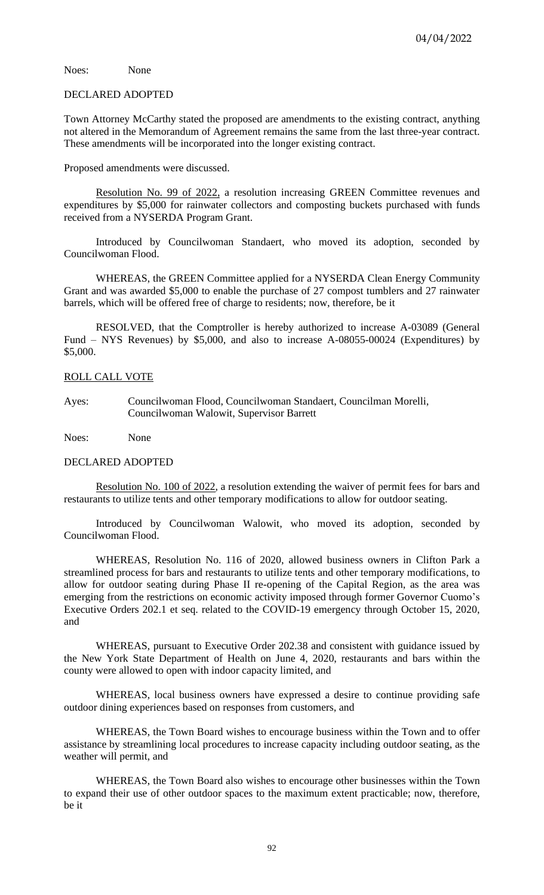Noes: None

DECLARED ADOPTED

Town Attorney McCarthy stated the proposed are amendments to the existing contract, anything not altered in the Memorandum of Agreement remains the same from the last three-year contract. These amendments will be incorporated into the longer existing contract.

Proposed amendments were discussed.

Resolution No. 99 of 2022, a resolution increasing GREEN Committee revenues and expenditures by $5,000 for rainwater collectors and composting buckets purchased with funds received from a NYSERDA Program Grant.

Introduced by Councilwoman Standaert, who moved its adoption, seconded by Councilwoman Flood.

WHEREAS, the GREEN Committee applied for a NYSERDA Clean Energy Community Grant and was awarded $5,000 to enable the purchase of 27 compost tumblers and 27 rainwater barrels, which will be offered free of charge to residents; now, therefore, be it

RESOLVED, that the Comptroller is hereby authorized to increase A-03089 (General Fund – NYS Revenues) by $5,000, and also to increase A-08055-00024 (Expenditures) by $5,000.

ROLL CALL VOTE

Ayes: Councilwoman Flood, Councilwoman Standaert, Councilman Morelli, Councilwoman Walowit, Supervisor Barrett

Noes: None

DECLARED ADOPTED

Resolution No. 100 of 2022, a resolution extending the waiver of permit fees for bars and restaurants to utilize tents and other temporary modifications to allow for outdoor seating.

Introduced by Councilwoman Walowit, who moved its adoption, seconded by Councilwoman Flood.

WHEREAS, Resolution No. 116 of 2020, allowed business owners in Clifton Park a streamlined process for bars and restaurants to utilize tents and other temporary modifications, to allow for outdoor seating during Phase II re-opening of the Capital Region, as the area was emerging from the restrictions on economic activity imposed through former Governor Cuomo's Executive Orders 202.1 et seq. related to the COVID-19 emergency through October 15, 2020, and

WHEREAS, pursuant to Executive Order 202.38 and consistent with guidance issued by the New York State Department of Health on June 4, 2020, restaurants and bars within the county were allowed to open with indoor capacity limited, and

WHEREAS, local business owners have expressed a desire to continue providing safe outdoor dining experiences based on responses from customers, and

WHEREAS, the Town Board wishes to encourage business within the Town and to offer assistance by streamlining local procedures to increase capacity including outdoor seating, as the weather will permit, and

WHEREAS, the Town Board also wishes to encourage other businesses within the Town to expand their use of other outdoor spaces to the maximum extent practicable; now, therefore, be it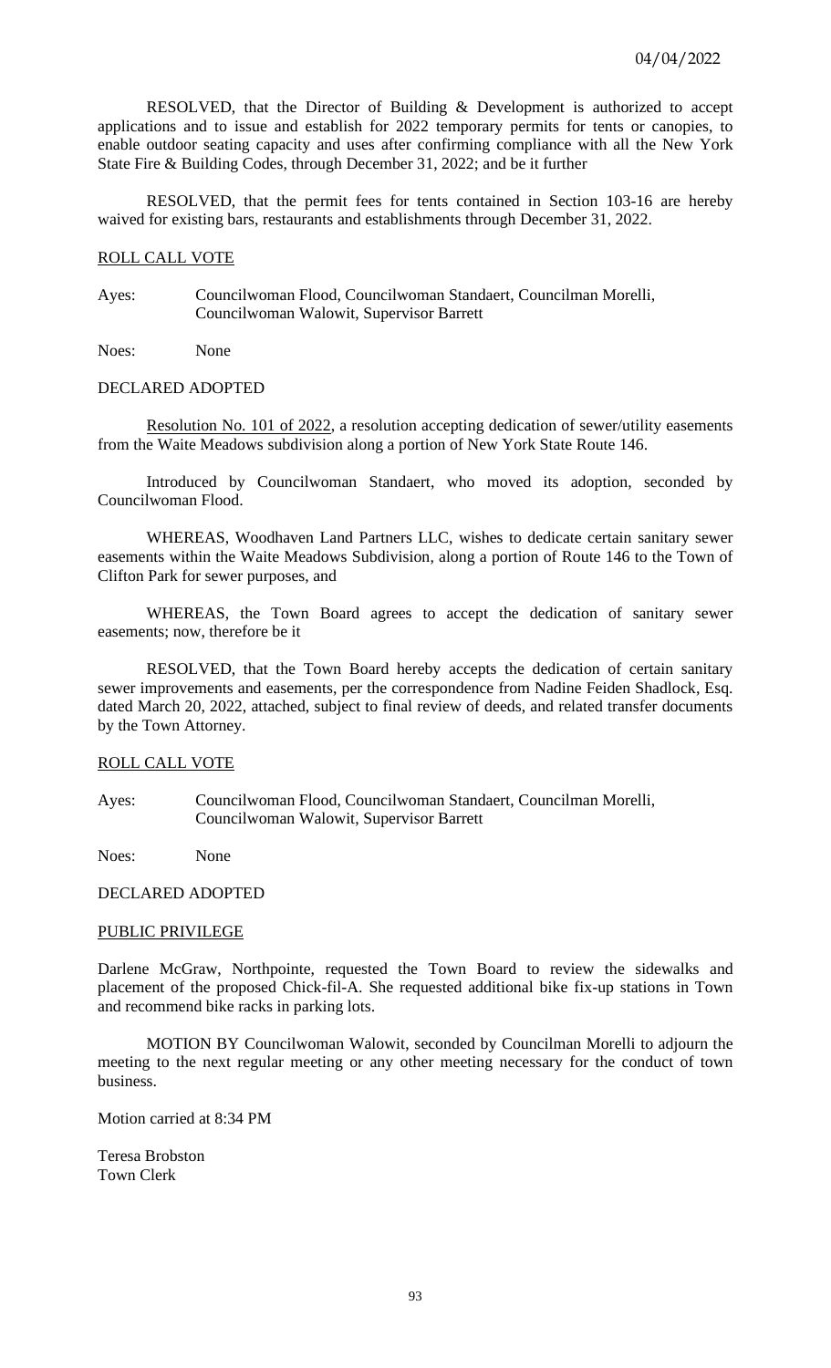RESOLVED, that the Director of Building & Development is authorized to accept applications and to issue and establish for 2022 temporary permits for tents or canopies, to enable outdoor seating capacity and uses after confirming compliance with all the New York State Fire & Building Codes, through December 31, 2022; and be it further

RESOLVED, that the permit fees for tents contained in Section 103-16 are hereby waived for existing bars, restaurants and establishments through December 31, 2022.

ROLL CALL VOTE

Ayes: Councilwoman Flood, Councilwoman Standaert, Councilman Morelli, Councilwoman Walowit, Supervisor Barrett

Noes: None

DECLARED ADOPTED

Resolution No. 101 of 2022, a resolution accepting dedication of sewer/utility easements from the Waite Meadows subdivision along a portion of New York State Route 146.

Introduced by Councilwoman Standaert, who moved its adoption, seconded by Councilwoman Flood.

WHEREAS, Woodhaven Land Partners LLC, wishes to dedicate certain sanitary sewer easements within the Waite Meadows Subdivision, along a portion of Route 146 to the Town of Clifton Park for sewer purposes, and

WHEREAS, the Town Board agrees to accept the dedication of sanitary sewer easements; now, therefore be it

RESOLVED, that the Town Board hereby accepts the dedication of certain sanitary sewer improvements and easements, per the correspondence from Nadine Feiden Shadlock, Esq. dated March 20, 2022, attached, subject to final review of deeds, and related transfer documents by the Town Attorney.

ROLL CALL VOTE

Ayes: Councilwoman Flood, Councilwoman Standaert, Councilman Morelli, Councilwoman Walowit, Supervisor Barrett

Noes: None

DECLARED ADOPTED

PUBLIC PRIVILEGE

Darlene McGraw, Northpointe, requested the Town Board to review the sidewalks and placement of the proposed Chick-fil-A. She requested additional bike fix-up stations in Town and recommend bike racks in parking lots.

MOTION BY Councilwoman Walowit, seconded by Councilman Morelli to adjourn the meeting to the next regular meeting or any other meeting necessary for the conduct of town business.

Motion carried at 8:34 PM

Teresa Brobston
Town Clerk